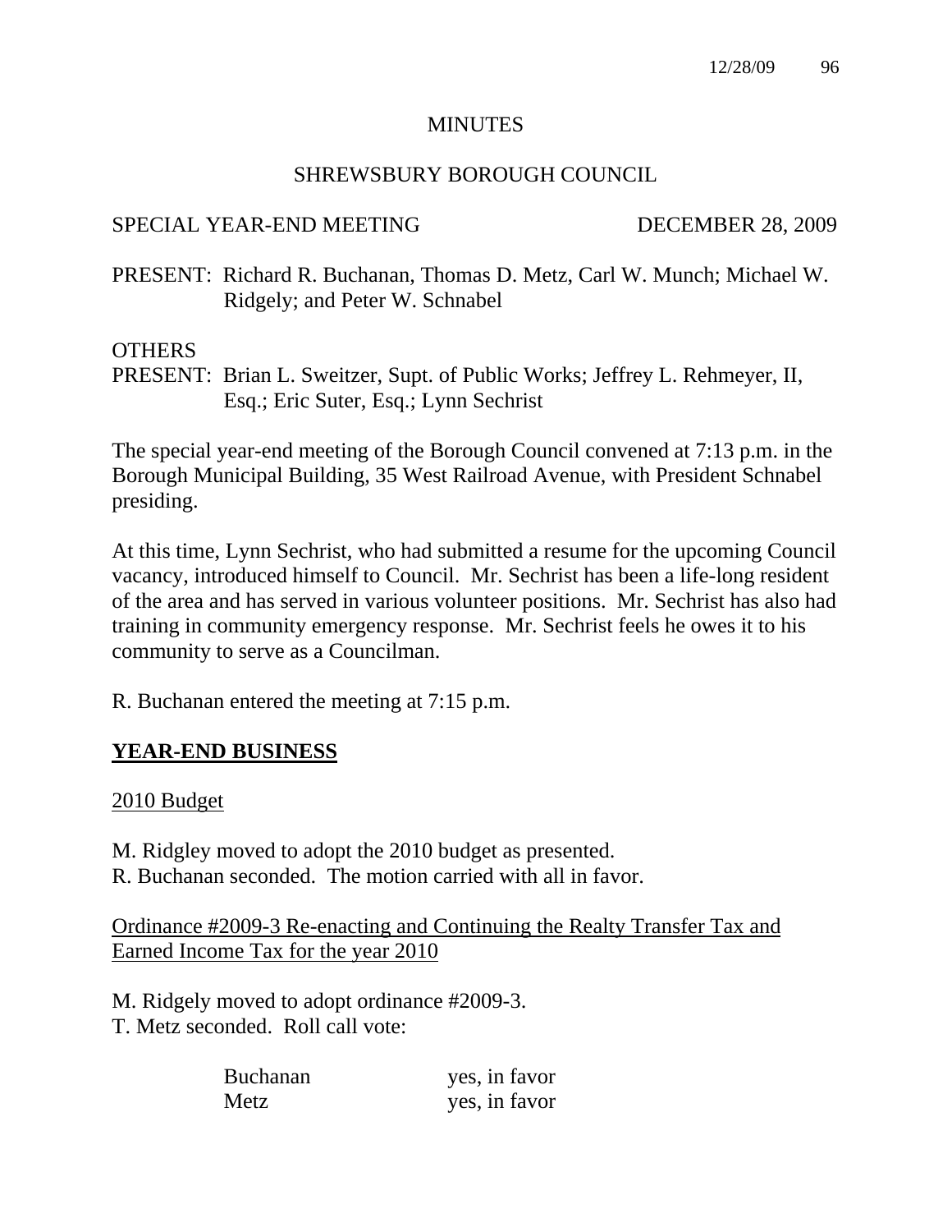MINUTES

SHREWSBURY BOROUGH COUNCIL

SPECIAL YEAR-END MEETING DECEMBER 28, 2009

PRESENT: Richard R. Buchanan, Thomas D. Metz, Carl W. Munch; Michael W. Ridgely; and Peter W. Schnabel

OTHERS
PRESENT: Brian L. Sweitzer, Supt. of Public Works; Jeffrey L. Rehmeyer, II, Esq.; Eric Suter, Esq.; Lynn Sechrist

The special year-end meeting of the Borough Council convened at 7:13 p.m. in the Borough Municipal Building, 35 West Railroad Avenue, with President Schnabel presiding.

At this time, Lynn Sechrist, who had submitted a resume for the upcoming Council vacancy, introduced himself to Council. Mr. Sechrist has been a life-long resident of the area and has served in various volunteer positions. Mr. Sechrist has also had training in community emergency response. Mr. Sechrist feels he owes it to his community to serve as a Councilman.

R. Buchanan entered the meeting at 7:15 p.m.

## YEAR-END BUSINESS

2010 Budget

M. Ridgley moved to adopt the 2010 budget as presented.
R. Buchanan seconded. The motion carried with all in favor.

Ordinance #2009-3 Re-enacting and Continuing the Realty Transfer Tax and Earned Income Tax for the year 2010

M. Ridgely moved to adopt ordinance #2009-3.
T. Metz seconded. Roll call vote:

| | |
|---|---|
| Buchanan | yes, in favor |
| Metz | yes, in favor |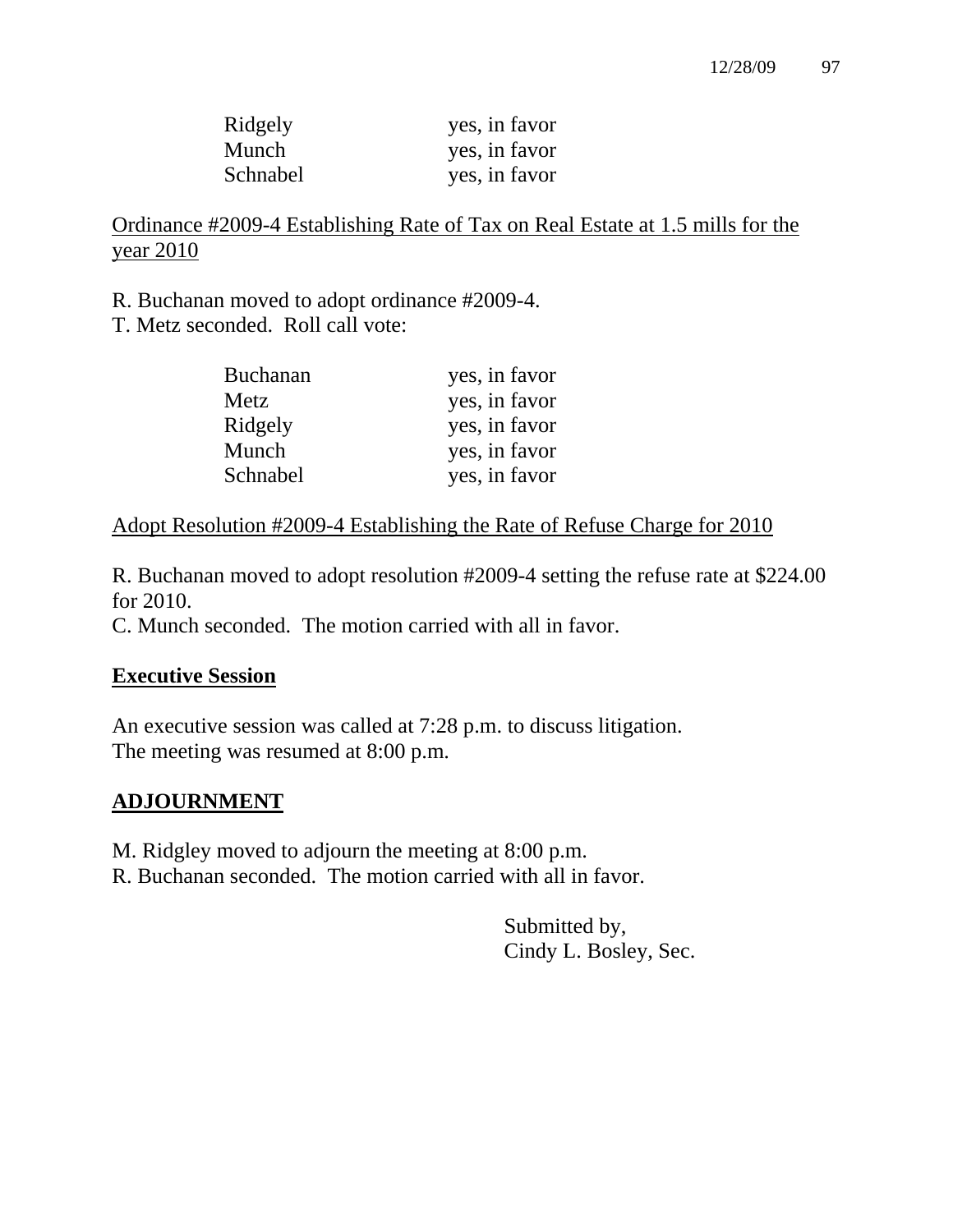| | |
|---|---|
| Ridgely | yes, in favor |
| Munch | yes, in favor |
| Schnabel | yes, in favor |

<u>Ordinance #2009-4 Establishing Rate of Tax on Real Estate at 1.5 mills for the year 2010</u>

R. Buchanan moved to adopt ordinance #2009-4.
T. Metz seconded. Roll call vote:

| | |
|---|---|
| Buchanan | yes, in favor |
| Metz | yes, in favor |
| Ridgely | yes, in favor |
| Munch | yes, in favor |
| Schnabel | yes, in favor |

<u>Adopt Resolution #2009-4 Establishing the Rate of Refuse Charge for 2010</u>

R. Buchanan moved to adopt resolution #2009-4 setting the refuse rate at $224.00 for 2010.
C. Munch seconded. The motion carried with all in favor.

## Executive Session

An executive session was called at 7:28 p.m. to discuss litigation.
The meeting was resumed at 8:00 p.m.

## ADJOURNMENT

M. Ridgley moved to adjourn the meeting at 8:00 p.m.
R. Buchanan seconded. The motion carried with all in favor.

Submitted by,
Cindy L. Bosley, Sec.